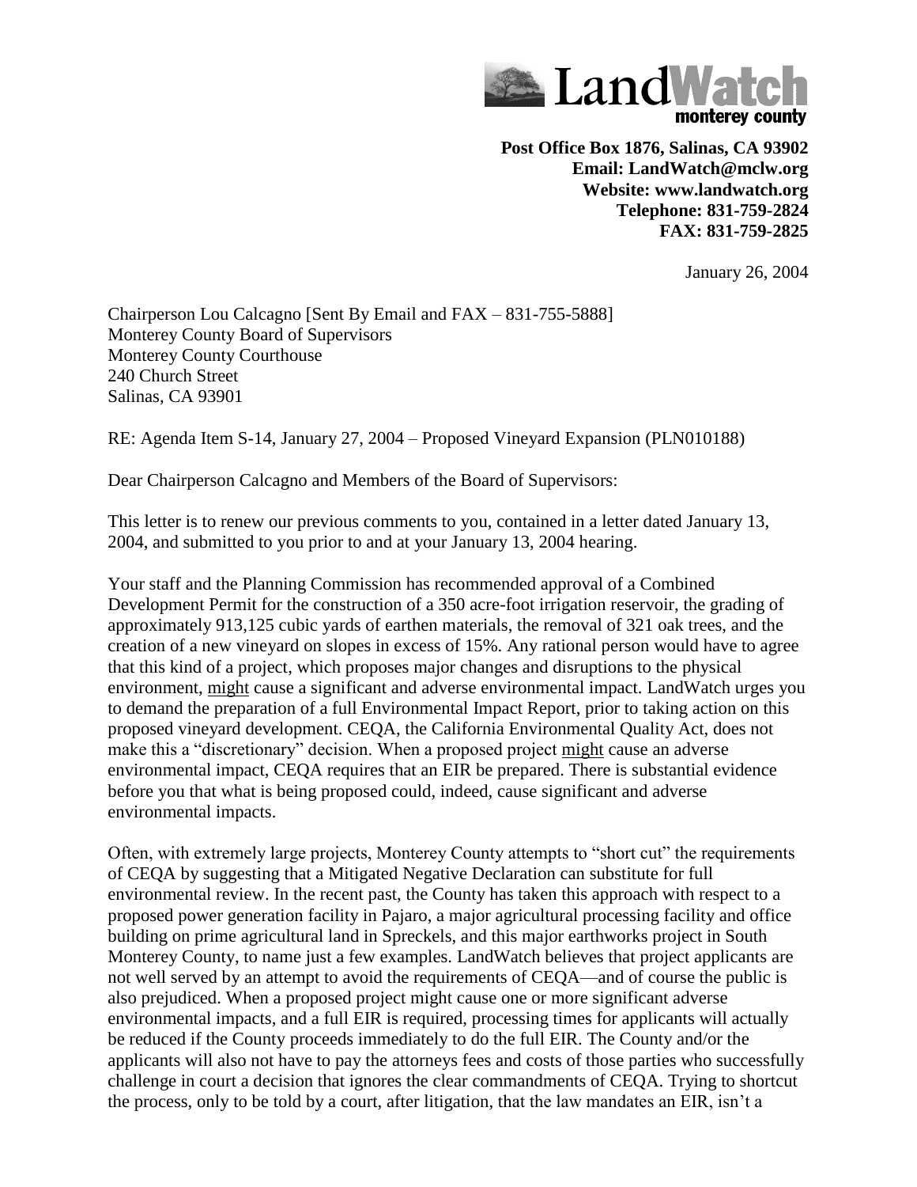**LandWatch**
**monterey county**

**Post Office Box 1876, Salinas, CA 93902**
**Email: LandWatch@mclw.org**
**Website: www.landwatch.org**
**Telephone: 831-759-2824**
**FAX: 831-759-2825**

January 26, 2004

Chairperson Lou Calcagno [Sent By Email and FAX – 831-755-5888]
Monterey County Board of Supervisors
Monterey County Courthouse
240 Church Street
Salinas, CA 93901

RE: Agenda Item S-14, January 27, 2004 – Proposed Vineyard Expansion (PLN010188)

Dear Chairperson Calcagno and Members of the Board of Supervisors:

This letter is to renew our previous comments to you, contained in a letter dated January 13, 2004, and submitted to you prior to and at your January 13, 2004 hearing.

Your staff and the Planning Commission has recommended approval of a Combined Development Permit for the construction of a 350 acre-foot irrigation reservoir, the grading of approximately 913,125 cubic yards of earthen materials, the removal of 321 oak trees, and the creation of a new vineyard on slopes in excess of 15%. Any rational person would have to agree that this kind of a project, which proposes major changes and disruptions to the physical environment, <u>might</u> cause a significant and adverse environmental impact. LandWatch urges you to demand the preparation of a full Environmental Impact Report, prior to taking action on this proposed vineyard development. CEQA, the California Environmental Quality Act, does not make this a "discretionary" decision. When a proposed project <u>might</u> cause an adverse environmental impact, CEQA requires that an EIR be prepared. There is substantial evidence before you that what is being proposed could, indeed, cause significant and adverse environmental impacts.

Often, with extremely large projects, Monterey County attempts to "short cut" the requirements of CEQA by suggesting that a Mitigated Negative Declaration can substitute for full environmental review. In the recent past, the County has taken this approach with respect to a proposed power generation facility in Pajaro, a major agricultural processing facility and office building on prime agricultural land in Spreckels, and this major earthworks project in South Monterey County, to name just a few examples. LandWatch believes that project applicants are not well served by an attempt to avoid the requirements of CEQA—and of course the public is also prejudiced. When a proposed project might cause one or more significant adverse environmental impacts, and a full EIR is required, processing times for applicants will actually be reduced if the County proceeds immediately to do the full EIR. The County and/or the applicants will also not have to pay the attorneys fees and costs of those parties who successfully challenge in court a decision that ignores the clear commandments of CEQA. Trying to shortcut the process, only to be told by a court, after litigation, that the law mandates an EIR, isn't a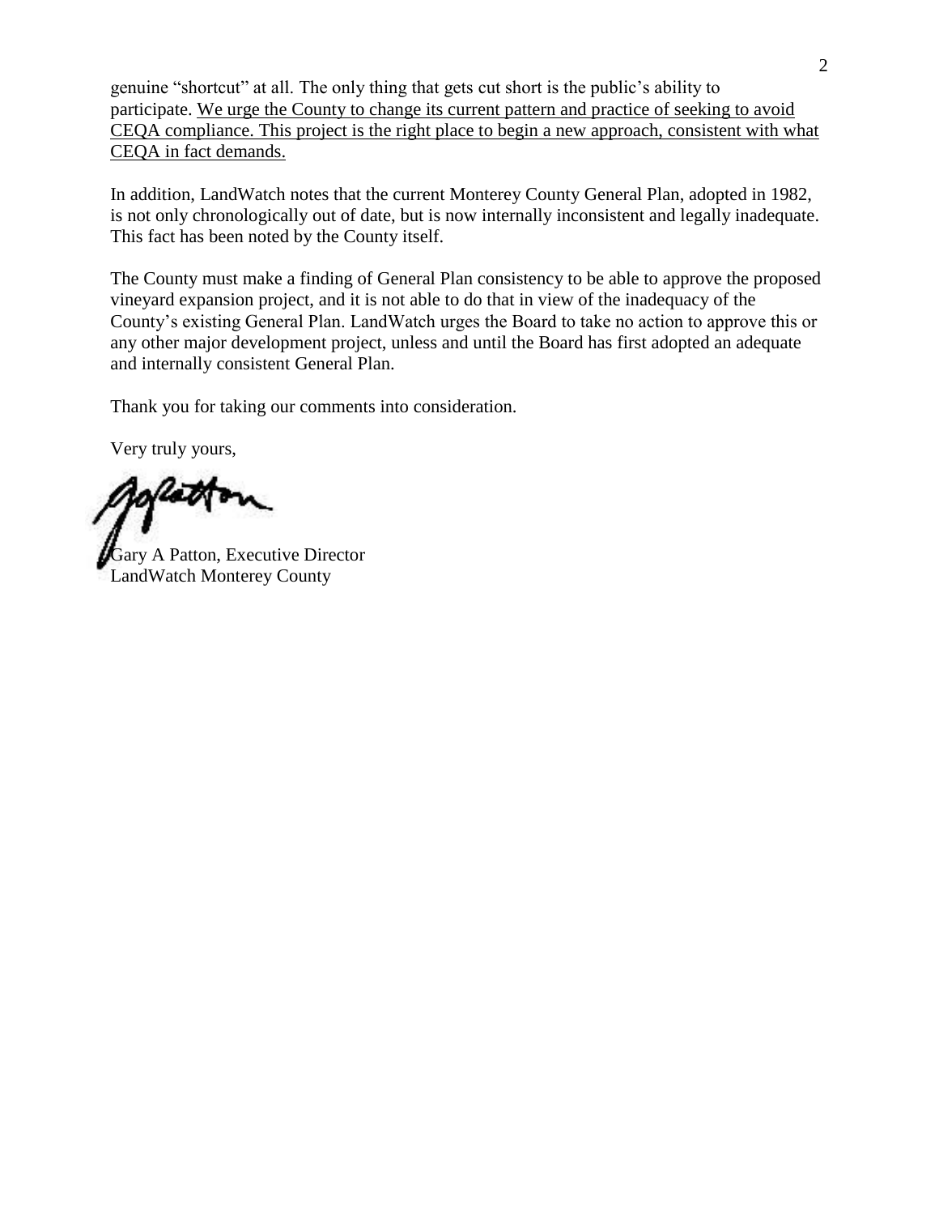genuine "shortcut" at all. The only thing that gets cut short is the public's ability to participate. <u>We urge the County to change its current pattern and practice of seeking to avoid CEQA compliance. This project is the right place to begin a new approach, consistent with what CEQA in fact demands.</u>

In addition, LandWatch notes that the current Monterey County General Plan, adopted in 1982, is not only chronologically out of date, but is now internally inconsistent and legally inadequate. This fact has been noted by the County itself.

The County must make a finding of General Plan consistency to be able to approve the proposed vineyard expansion project, and it is not able to do that in view of the inadequacy of the County's existing General Plan. LandWatch urges the Board to take no action to approve this or any other major development project, unless and until the Board has first adopted an adequate and internally consistent General Plan.

Thank you for taking our comments into consideration.

Very truly yours,

Gary A Patton, Executive Director
LandWatch Monterey County